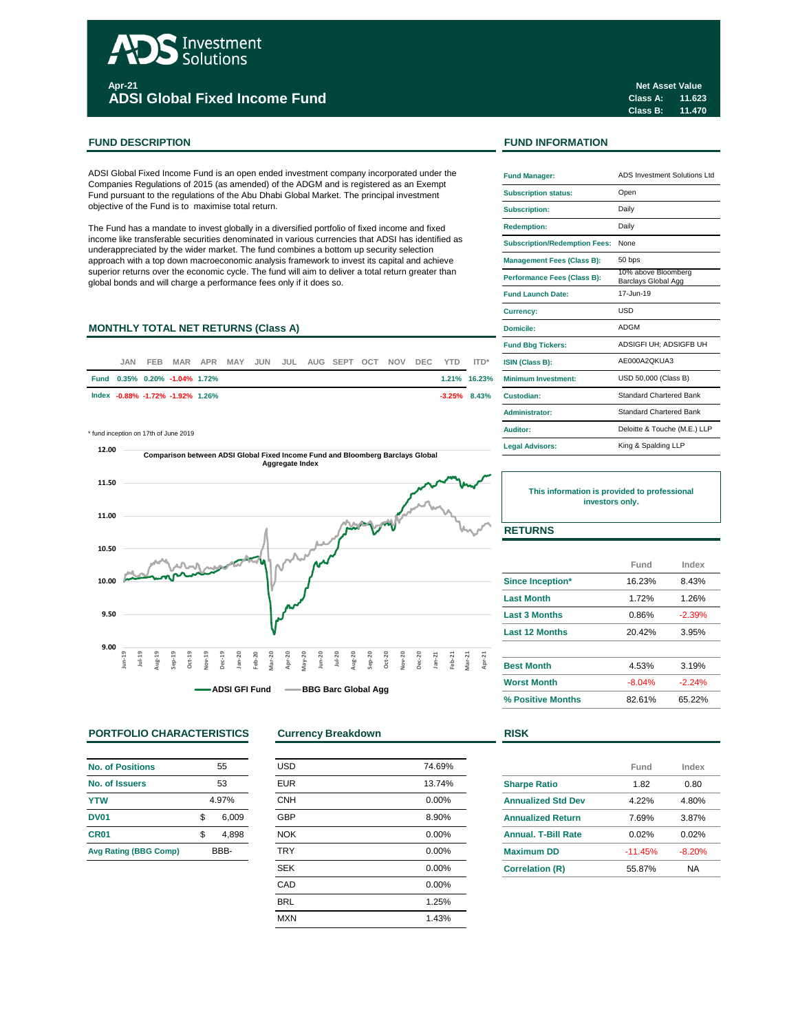# ADS Investment Solutions

**Apr-21**

## ADSI Global Fixed Income Fund

**Net Asset Value**
**Class A: 11.623**
**Class B: 11.470**

## FUND DESCRIPTION

ADSI Global Fixed Income Fund is an open ended investment company incorporated under the Companies Regulations of 2015 (as amended) of the ADGM and is registered as an Exempt Fund pursuant to the regulations of the Abu Dhabi Global Market. The principal investment objective of the Fund is to maximise total return.

The Fund has a mandate to invest globally in a diversified portfolio of fixed income and fixed income like transferable securities denominated in various currencies that ADSI has identified as underappreciated by the wider market. The fund combines a bottom up security selection approach with a top down macroeconomic analysis framework to invest its capital and achieve superior returns over the economic cycle. The fund will aim to deliver a total return greater than global bonds and will charge a performance fees only if it does so.

## MONTHLY TOTAL NET RETURNS (Class A)

| | JAN | FEB | MAR | APR | MAY | JUN | JUL | AUG | SEPT | OCT | NOV | DEC | YTD | ITD* |
|---|---|---|---|---|---|---|---|---|---|---|---|---|---|---|
| Fund | 0.35% | 0.20% | -1.04% | 1.72% | | | | | | | | | 1.21% | 16.23% |
| Index | -0.88% | -1.72% | -1.92% | 1.26% | | | | | | | | | -3.25% | 8.43% |

\* fund inception on 17th of June 2019

**Comparison between ADSI Global Fixed Income Fund and Bloomberg Barclays Global Aggregate Index**

ADSI GFI Fund — BBG Barc Global Agg

## FUND INFORMATION

| | |
|---|---|
| Fund Manager: | ADS Investment Solutions Ltd |
| Subscription status: | Open |
| Subscription: | Daily |
| Redemption: | Daily |
| Subscription/Redemption Fees: | None |
| Management Fees (Class B): | 50 bps |
| Performance Fees (Class B): | 10% above Bloomberg Barclays Global Agg |
| Fund Launch Date: | 17-Jun-19 |
| Currency: | USD |
| Domicile: | ADGM |
| Fund Bbg Tickers: | ADSIGFI UH; ADSIGFB UH |
| ISIN (Class B): | AE000A2QKUA3 |
| Minimum Investment: | USD 50,000 (Class B) |
| Custodian: | Standard Chartered Bank |
| Administrator: | Standard Chartered Bank |
| Auditor: | Deloitte & Touche (M.E.) LLP |
| Legal Advisors: | King & Spalding LLP |

**This information is provided to professional investors only.**

## RETURNS

| | Fund | Index |
|---|---|---|
| Since Inception* | 16.23% | 8.43% |
| Last Month | 1.72% | 1.26% |
| Last 3 Months | 0.86% | -2.39% |
| Last 12 Months | 20.42% | 3.95% |
| | | |
| Best Month | 4.53% | 3.19% |
| Worst Month | -8.04% | -2.24% |
| % Positive Months | 82.61% | 65.22% |

## PORTFOLIO CHARACTERISTICS

| | |
|---|---|
| No. of Positions | 55 |
| No. of Issuers | 53 |
| YTW | 4.97% |
| DV01 | $ 6,009 |
| CR01 | $ 4,898 |
| Avg Rating (BBG Comp) | BBB- |

## Currency Breakdown

| | |
|---|---|
| USD | 74.69% |
| EUR | 13.74% |
| CNH | 0.00% |
| GBP | 8.90% |
| NOK | 0.00% |
| TRY | 0.00% |
| SEK | 0.00% |
| CAD | 0.00% |
| BRL | 1.25% |
| MXN | 1.43% |

## RISK

| | Fund | Index |
|---|---|---|
| Sharpe Ratio | 1.82 | 0.80 |
| Annualized Std Dev | 4.22% | 4.80% |
| Annualized Return | 7.69% | 3.87% |
| Annual. T-Bill Rate | 0.02% | 0.02% |
| Maximum DD | -11.45% | -8.20% |
| Correlation (R) | 55.87% | NA |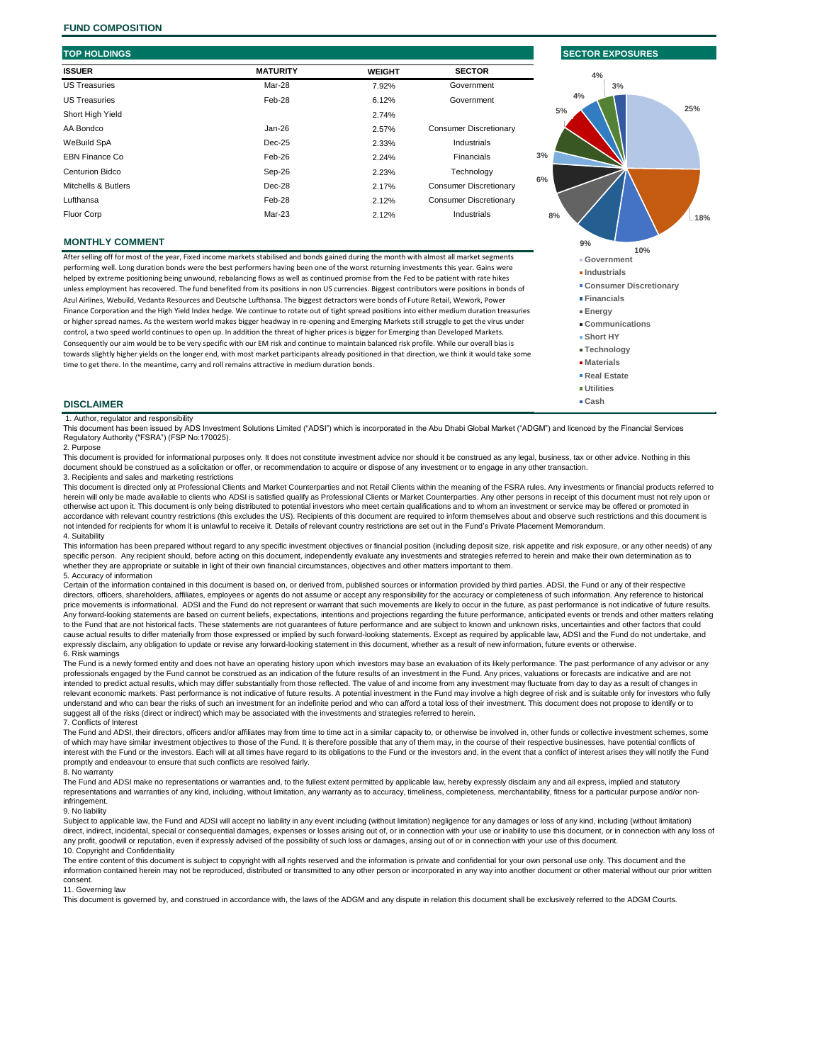## FUND COMPOSITION

### TOP HOLDINGS

| ISSUER | MATURITY | WEIGHT | SECTOR |
|---|---|---|---|
| US Treasuries | Mar-28 | 7.92% | Government |
| US Treasuries | Feb-28 | 6.12% | Government |
| Short High Yield | | 2.74% | |
| AA Bondco | Jan-26 | 2.57% | Consumer Discretionary |
| WeBuild SpA | Dec-25 | 2.33% | Industrials |
| EBN Finance Co | Feb-26 | 2.24% | Financials |
| Centurion Bidco | Sep-26 | 2.23% | Technology |
| Mitchells & Butlers | Dec-28 | 2.17% | Consumer Discretionary |
| Lufthansa | Feb-28 | 2.12% | Consumer Discretionary |
| Fluor Corp | Mar-23 | 2.12% | Industrials |

### SECTOR EXPOSURES

25%
18%
10%
9%
8%
6%
3%
5%
4%
4%
3%

Government
Industrials
Consumer Discretionary
Financials
Energy
Communications
Short HY
Technology
Materials
Real Estate
Utilities
Cash

### MONTHLY COMMENT

After selling off for most of the year, Fixed income markets stabilised and bonds gained during the month with almost all market segments performing well. Long duration bonds were the best performers having been one of the worst returning investments this year. Gains were helped by extreme positioning being unwound, rebalancing flows as well as continued promise from the Fed to be patient with rate hikes unless employment has recovered. The fund benefited from its positions in non US currencies. Biggest contributors were positions in bonds of Azul Airlines, Webuild, Vedanta Resources and Deutsche Lufthansa. The biggest detractors were bonds of Future Retail, Wework, Power Finance Corporation and the High Yield Index hedge. We continue to rotate out of tight spread positions into either medium duration treasuries or higher spread names. As the western world makes bigger headway in re-opening and Emerging Markets still struggle to get the virus under control, a two speed world continues to open up. In addition the threat of higher prices is bigger for Emerging than Developed Markets. Consequently our aim would be to be very specific with our EM risk and continue to maintain balanced risk profile. While our overall bias is towards slightly higher yields on the longer end, with most market participants already positioned in that direction, we think it would take some time to get there. In the meantime, carry and roll remains attractive in medium duration bonds.

### DISCLAIMER

1. Author, regulator and responsibility

This document has been issued by ADS Investment Solutions Limited ("ADSI") which is incorporated in the Abu Dhabi Global Market ("ADGM") and licenced by the Financial Services Regulatory Authority ("FSRA") (FSP No:170025).

2. Purpose

This document is provided for informational purposes only. It does not constitute investment advice nor should it be construed as any legal, business, tax or other advice. Nothing in this document should be construed as a solicitation or offer, or recommendation to acquire or dispose of any investment or to engage in any other transaction.

3. Recipients and sales and marketing restrictions

This document is directed only at Professional Clients and Market Counterparties and not Retail Clients within the meaning of the FSRA rules. Any investments or financial products referred to herein will only be made available to clients who ADSI is satisfied qualify as Professional Clients or Market Counterparties. Any other persons in receipt of this document must not rely upon or otherwise act upon it. This document is only being distributed to potential investors who meet certain qualifications and to whom an investment or service may be offered or promoted in accordance with relevant country restrictions (this excludes the US). Recipients of this document are required to inform themselves about and observe such restrictions and this document is not intended for recipients for whom it is unlawful to receive it. Details of relevant country restrictions are set out in the Fund's Private Placement Memorandum.

4. Suitability

This information has been prepared without regard to any specific investment objectives or financial position (including deposit size, risk appetite and risk exposure, or any other needs) of any specific person. Any recipient should, before acting on this document, independently evaluate any investments and strategies referred to herein and make their own determination as to whether they are appropriate or suitable in light of their own financial circumstances, objectives and other matters important to them.

5. Accuracy of information

Certain of the information contained in this document is based on, or derived from, published sources or information provided by third parties. ADSI, the Fund or any of their respective directors, officers, shareholders, affiliates, employees or agents do not assume or accept any responsibility for the accuracy or completeness of such information. Any reference to historical price movements is informational. ADSI and the Fund do not represent or warrant that such movements are likely to occur in the future, as past performance is not indicative of future results. Any forward-looking statements are based on current beliefs, expectations, intentions and projections regarding the future performance, anticipated events or trends and other matters relating to the Fund that are not historical facts. These statements are not guarantees of future performance and are subject to known and unknown risks, uncertainties and other factors that could cause actual results to differ materially from those expressed or implied by such forward-looking statements. Except as required by applicable law, ADSI and the Fund do not undertake, and expressly disclaim, any obligation to update or revise any forward-looking statement in this document, whether as a result of new information, future events or otherwise.

6. Risk warnings

The Fund is a newly formed entity and does not have an operating history upon which investors may base an evaluation of its likely performance. The past performance of any advisor or any professionals engaged by the Fund cannot be construed as an indication of the future results of an investment in the Fund. Any prices, valuations or forecasts are indicative and are not intended to predict actual results, which may differ substantially from those reflected. The value of and income from any investment may fluctuate from day to day as a result of changes in relevant economic markets. Past performance is not indicative of future results. A potential investment in the Fund may involve a high degree of risk and is suitable only for investors who fully understand and who can bear the risks of such an investment for an indefinite period and who can afford a total loss of their investment. This document does not propose to identify or to suggest all of the risks (direct or indirect) which may be associated with the investments and strategies referred to herein.

7. Conflicts of Interest

The Fund and ADSI, their directors, officers and/or affiliates may from time to time act in a similar capacity to, or otherwise be involved in, other funds or collective investment schemes, some of which may have similar investment objectives to those of the Fund. It is therefore possible that any of them may, in the course of their respective businesses, have potential conflicts of interest with the Fund or the investors. Each will at all times have regard to its obligations to the Fund or the investors and, in the event that a conflict of interest arises they will notify the Fund promptly and endeavour to ensure that such conflicts are resolved fairly.

8. No warranty

The Fund and ADSI make no representations or warranties and, to the fullest extent permitted by applicable law, hereby expressly disclaim any and all express, implied and statutory representations and warranties of any kind, including, without limitation, any warranty as to accuracy, timeliness, completeness, merchantability, fitness for a particular purpose and/or non-infringement.

9. No liability

Subject to applicable law, the Fund and ADSI will accept no liability in any event including (without limitation) negligence for any damages or loss of any kind, including (without limitation) direct, indirect, incidental, special or consequential damages, expenses or losses arising out of, or in connection with your use or inability to use this document, or in connection with any loss of any profit, goodwill or reputation, even if expressly advised of the possibility of such loss or damages, arising out of or in connection with your use of this document.

10. Copyright and Confidentiality

The entire content of this document is subject to copyright with all rights reserved and the information is private and confidential for your own personal use only. This document and the information contained herein may not be reproduced, distributed or transmitted to any other person or incorporated in any way into another document or other material without our prior written consent.

11. Governing law

This document is governed by, and construed in accordance with, the laws of the ADGM and any dispute in relation this document shall be exclusively referred to the ADGM Courts.